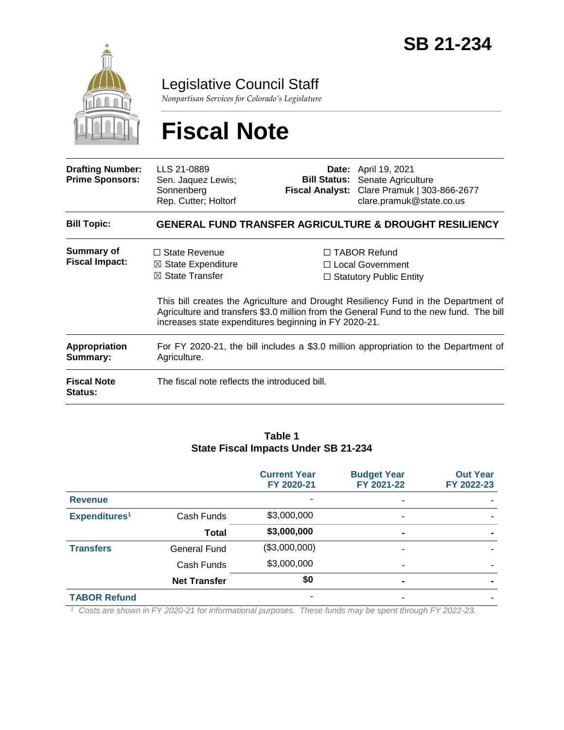# SB 21-234

## Legislative Council Staff

*Nonpartisan Services for Colorado's Legislature*

# Fiscal Note

| | | | |
|---|---|---|---|
| **Drafting Number:** | LLS 21-0889 | **Date:** | April 19, 2021 |
| **Prime Sponsors:** | Sen. Jaquez Lewis; Sonnenberg<br>Rep. Cutter; Holtorf | **Bill Status:** | Senate Agriculture |
| | | **Fiscal Analyst:** | Clare Pramuk \| 303-866-2677<br>clare.pramuk@state.co.us |

| | |
|---|---|
| **Bill Topic:** | **GENERAL FUND TRANSFER AGRICULTURE & DROUGHT RESILIENCY** |
| **Summary of Fiscal Impact:** | ☐ State Revenue<br>☒ State Expenditure<br>☒ State Transfer<br>☐ TABOR Refund<br>☐ Local Government<br>☐ Statutory Public Entity<br><br>This bill creates the Agriculture and Drought Resiliency Fund in the Department of Agriculture and transfers $3.0 million from the General Fund to the new fund. The bill increases state expenditures beginning in FY 2020-21. |
| **Appropriation Summary:** | For FY 2020-21, the bill includes a $3.0 million appropriation to the Department of Agriculture. |
| **Fiscal Note Status:** | The fiscal note reflects the introduced bill. |

**Table 1**
**State Fiscal Impacts Under SB 21-234**

| | | Current Year FY 2020-21 | Budget Year FY 2021-22 | Out Year FY 2022-23 |
|---|---|---|---|---|
| **Revenue** | | - | - | - |
| **Expenditures[1]** | Cash Funds | $3,000,000 | - | - |
| | **Total** | **$3,000,000** | **-** | **-** |
| **Transfers** | General Fund | ($3,000,000) | - | - |
| | Cash Funds | $3,000,000 | - | - |
| | **Net Transfer** | **$0** | **-** | **-** |
| **TABOR Refund** | | - | - | - |

[1] *Costs are shown in FY 2020-21 for informational purposes. These funds may be spent through FY 2022-23.*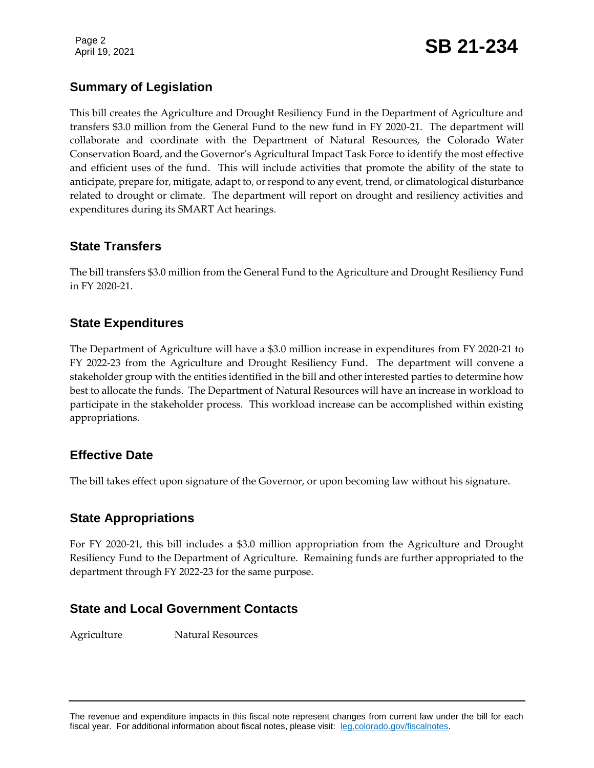## Summary of Legislation

This bill creates the Agriculture and Drought Resiliency Fund in the Department of Agriculture and transfers $3.0 million from the General Fund to the new fund in FY 2020-21. The department will collaborate and coordinate with the Department of Natural Resources, the Colorado Water Conservation Board, and the Governor's Agricultural Impact Task Force to identify the most effective and efficient uses of the fund. This will include activities that promote the ability of the state to anticipate, prepare for, mitigate, adapt to, or respond to any event, trend, or climatological disturbance related to drought or climate. The department will report on drought and resiliency activities and expenditures during its SMART Act hearings.

## State Transfers

The bill transfers $3.0 million from the General Fund to the Agriculture and Drought Resiliency Fund in FY 2020-21.

## State Expenditures

The Department of Agriculture will have a $3.0 million increase in expenditures from FY 2020-21 to FY 2022-23 from the Agriculture and Drought Resiliency Fund. The department will convene a stakeholder group with the entities identified in the bill and other interested parties to determine how best to allocate the funds. The Department of Natural Resources will have an increase in workload to participate in the stakeholder process. This workload increase can be accomplished within existing appropriations.

## Effective Date

The bill takes effect upon signature of the Governor, or upon becoming law without his signature.

## State Appropriations

For FY 2020-21, this bill includes a $3.0 million appropriation from the Agriculture and Drought Resiliency Fund to the Department of Agriculture. Remaining funds are further appropriated to the department through FY 2022-23 for the same purpose.

## State and Local Government Contacts

Agriculture Natural Resources

The revenue and expenditure impacts in this fiscal note represent changes from current law under the bill for each fiscal year. For additional information about fiscal notes, please visit: leg.colorado.gov/fiscalnotes.